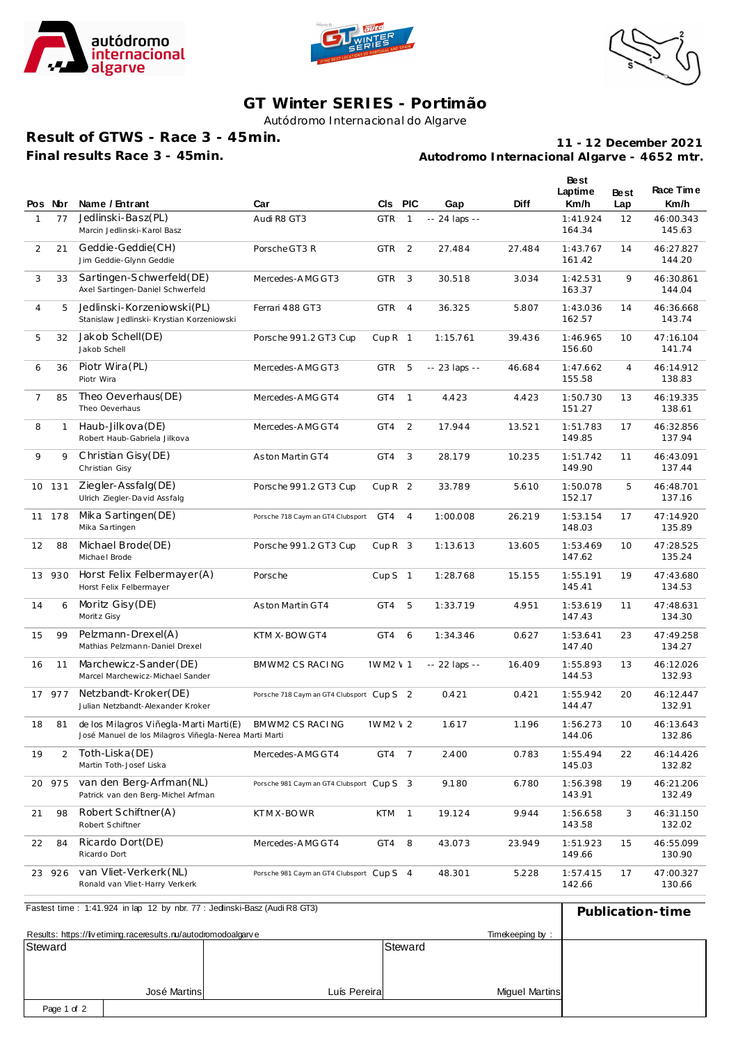# GT Winter SERIES - Portimão

Autódromo Internacional do Algarve

## Result of GTWS - Race 3 - 45min.

**Final results Race 3 - 45min.**

**11 - 12 December 2021**

**Autodromo Internacional Algarve - 4652 mtr.**

| Pos | Nbr | Name / Entrant | Car | Cls | PIC | Gap | Diff | Best Laptime Km/h | Best Lap | Race Time Km/h |
|---|---|---|---|---|---|---|---|---|---|---|
| 1 | 77 | Jedlinski-Basz(PL)<br>Marcin Jedlinski-Karol Basz | Audi R8 GT3 | GTR | 1 | -- 24 laps -- | | 1:41.924<br>164.34 | 12 | 46:00.343<br>145.63 |
| 2 | 21 | Geddie-Geddie(CH)<br>Jim Geddie-Glynn Geddie | Porsche GT3 R | GTR | 2 | 27.484 | 27.484 | 1:43.767<br>161.42 | 14 | 46:27.827<br>144.20 |
| 3 | 33 | Sartingen-Schwerfeld(DE)<br>Axel Sartingen-Daniel Schwerfeld | Mercedes-AMG GT3 | GTR | 3 | 30.518 | 3.034 | 1:42.531<br>163.37 | 9 | 46:30.861<br>144.04 |
| 4 | 5 | Jedlinski-Korzeniowski(PL)<br>Stanislaw Jedlinski- Krystian Korzeniowski | Ferrari 488 GT3 | GTR | 4 | 36.325 | 5.807 | 1:43.036<br>162.57 | 14 | 46:36.668<br>143.74 |
| 5 | 32 | Jakob Schell(DE)<br>Jakob Schell | Porsche 991.2 GT3 Cup | Cup R | 1 | 1:15.761 | 39.436 | 1:46.965<br>156.60 | 10 | 47:16.104<br>141.74 |
| 6 | 36 | Piotr Wira(PL)<br>Piotr Wira | Mercedes-AMG GT3 | GTR | 5 | -- 23 laps -- | 46.684 | 1:47.662<br>155.58 | 4 | 46:14.912<br>138.83 |
| 7 | 85 | Theo Oeverhaus(DE)<br>Theo Oeverhaus | Mercedes-AMG GT4 | GT4 | 1 | 4.423 | 4.423 | 1:50.730<br>151.27 | 13 | 46:19.335<br>138.61 |
| 8 | 1 | Haub-Jilkova(DE)<br>Robert Haub-Gabriela Jilkova | Mercedes-AMG GT4 | GT4 | 2 | 17.944 | 13.521 | 1:51.783<br>149.85 | 17 | 46:32.856<br>137.94 |
| 9 | 9 | Christian Gisy(DE)<br>Christian Gisy | Aston Martin GT4 | GT4 | 3 | 28.179 | 10.235 | 1:51.742<br>149.90 | 11 | 46:43.091<br>137.44 |
| 10 | 131 | Ziegler-Assfalg(DE)<br>Ulrich Ziegler-David Assfalg | Porsche 991.2 GT3 Cup | Cup R | 2 | 33.789 | 5.610 | 1:50.078<br>152.17 | 5 | 46:48.701<br>137.16 |
| 11 | 178 | Mika Sartingen(DE)<br>Mika Sartingen | Porsche 718 Cayman GT4 Clubsport | GT4 | 4 | 1:00.008 | 26.219 | 1:53.154<br>148.03 | 17 | 47:14.920<br>135.89 |
| 12 | 88 | Michael Brode(DE)<br>Michael Brode | Porsche 991.2 GT3 Cup | Cup R | 3 | 1:13.613 | 13.605 | 1:53.469<br>147.62 | 10 | 47:28.525<br>135.24 |
| 13 | 930 | Horst Felix Felbermayer(A)<br>Horst Felix Felbermayer | Porsche | Cup S | 1 | 1:28.768 | 15.155 | 1:55.191<br>145.41 | 19 | 47:43.680<br>134.53 |
| 14 | 6 | Moritz Gisy(DE)<br>Moritz Gisy | Aston Martin GT4 | GT4 | 5 | 1:33.719 | 4.951 | 1:53.619<br>147.43 | 11 | 47:48.631<br>134.30 |
| 15 | 99 | Pelzmann-Drexel(A)<br>Mathias Pelzmann-Daniel Drexel | KTM X-BOW GT4 | GT4 | 6 | 1:34.346 | 0.627 | 1:53.641<br>147.40 | 23 | 47:49.258<br>134.27 |
| 16 | 11 | Marchewicz-Sander(DE)<br>Marcel Marchewicz-Michael Sander | BMW M2 CS RACING | 1W M2 V | 1 | -- 22 laps -- | 16.409 | 1:55.893<br>144.53 | 13 | 46:12.026<br>132.93 |
| 17 | 977 | Netzbandt-Kroker(DE)<br>Julian Netzbandt-Alexander Kroker | Porsche 718 Cayman GT4 Clubsport | Cup S | 2 | 0.421 | 0.421 | 1:55.942<br>144.47 | 20 | 46:12.447<br>132.91 |
| 18 | 81 | de los Milagros Viñegla-Marti Marti(E)<br>José Manuel de los Milagros Viñegla-Nerea Marti Marti | BMW M2 CS RACING | 1W M2 V | 2 | 1.617 | 1.196 | 1:56.273<br>144.06 | 10 | 46:13.643<br>132.86 |
| 19 | 2 | Toth-Liska(DE)<br>Martin Toth-Josef Liska | Mercedes-AMG GT4 | GT4 | 7 | 2.400 | 0.783 | 1:55.494<br>145.03 | 22 | 46:14.426<br>132.82 |
| 20 | 975 | van den Berg-Arfman(NL)<br>Patrick van den Berg-Michel Arfman | Porsche 981 Cayman GT4 Clubsport | Cup S | 3 | 9.180 | 6.780 | 1:56.398<br>143.91 | 19 | 46:21.206<br>132.49 |
| 21 | 98 | Robert Schiftner(A)<br>Robert Schiftner | KTM X-BOW R | KTM | 1 | 19.124 | 9.944 | 1:56.658<br>143.58 | 3 | 46:31.150<br>132.02 |
| 22 | 84 | Ricardo Dort(DE)<br>Ricardo Dort | Mercedes-AMG GT4 | GT4 | 8 | 43.073 | 23.949 | 1:51.923<br>149.66 | 15 | 46:55.099<br>130.90 |
| 23 | 926 | van Vliet-Verkerk(NL)<br>Ronald van Vliet-Harry Verkerk | Porsche 981 Cayman GT4 Clubsport | Cup S | 4 | 48.301 | 5.228 | 1:57.415<br>142.66 | 17 | 47:00.327<br>130.66 |

Fastest time : 1:41.924 in lap 12 by nbr. 77 : Jedlinski-Basz (Audi R8 GT3)

**Publication-time**

Results: https://livetiming.raceresults.nu/autodromodoalgarve

Timekeeping by :

| Steward | Steward | |
|---|---|---|
| José Martins | Luís Pereira | Miguel Martins |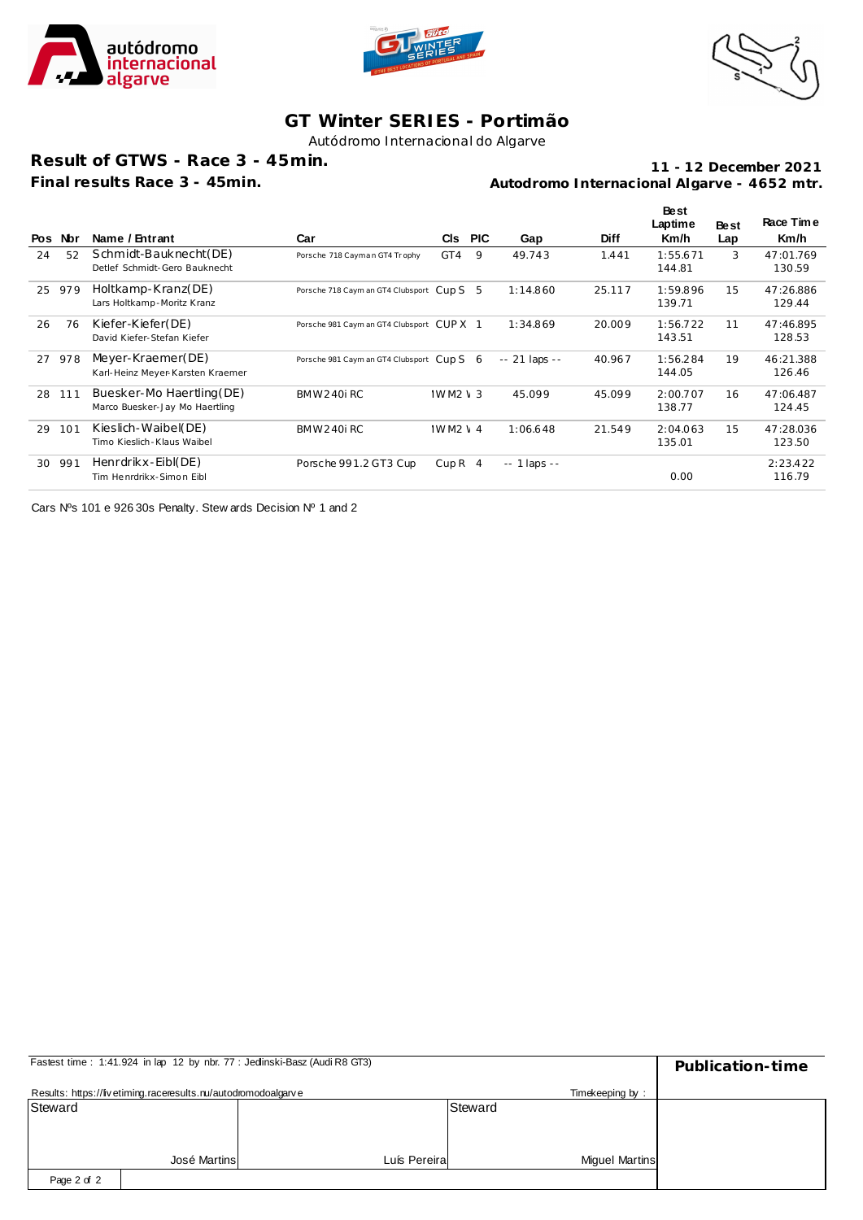# GT Winter SERIES - Portimão

Autódromo Internacional do Algarve

## Result of GTWS - Race 3 - 45min.

**Final results Race 3 - 45min.**

**11 - 12 December 2021**

**Autodromo Internacional Algarve - 4652 mtr.**

| Pos | Nbr | Name / Entrant | Car | Cls | PIC | Gap | Diff | Best Laptime Km/h | Best Lap | Race Time Km/h |
|---|---|---|---|---|---|---|---|---|---|---|
| 24 | 52 | Schmidt-Bauknecht(DE) Detlef Schmidt-Gero Bauknecht | Porsche 718 Cayman GT4 Trophy | GT4 | 9 | 49.743 | 1.441 | 1:55.671 144.81 | 3 | 47:01.769 130.59 |
| 25 | 979 | Holtkamp-Kranz(DE) Lars Holtkamp-Moritz Kranz | Porsche 718 Cayman GT4 Clubsport | Cup S | 5 | 1:14.860 | 25.117 | 1:59.896 139.71 | 15 | 47:26.886 129.44 |
| 26 | 76 | Kiefer-Kiefer(DE) David Kiefer-Stefan Kiefer | Porsche 981 Cayman GT4 Clubsport | CUP X | 1 | 1:34.869 | 20.009 | 1:56.722 143.51 | 11 | 47:46.895 128.53 |
| 27 | 978 | Meyer-Kraemer(DE) Karl-Heinz Meyer-Karsten Kraemer | Porsche 981 Cayman GT4 Clubsport | Cup S | 6 | -- 21 laps -- | 40.967 | 1:56.284 144.05 | 19 | 46:21.388 126.46 |
| 28 | 111 | Buesker-Mo Haertling(DE) Marco Buesker-Jay Mo Haertling | BMW 240i RC | IW M2 \ | 3 | 45.099 | 45.099 | 2:00.707 138.77 | 16 | 47:06.487 124.45 |
| 29 | 101 | Kieslich-Waibel(DE) Timo Kieslich-Klaus Waibel | BMW 240i RC | IW M2 \ | 4 | 1:06.648 | 21.549 | 2:04.063 135.01 | 15 | 47:28.036 123.50 |
| 30 | 991 | Henrdrikx-Eibl(DE) Tim Henrdrikx-Simon Eibl | Porsche 991.2 GT3 Cup | Cup R | 4 | -- 1 laps -- | | 0.00 | | 2:23.422 116.79 |

Cars Nºs 101 e 926 30s Penalty. Stewards Decision Nº 1 and 2

Fastest time : 1:41.924 in lap 12 by nbr. 77 : Jedlinski-Basz (Audi R8 GT3)

Results: https://livetiming.raceresults.nu/autodromodoalgarve

Timekeeping by :

**Publication-time**

| Steward | | Steward |
|---|---|---|
| José Martins | Luís Pereira | Miguel Martins |